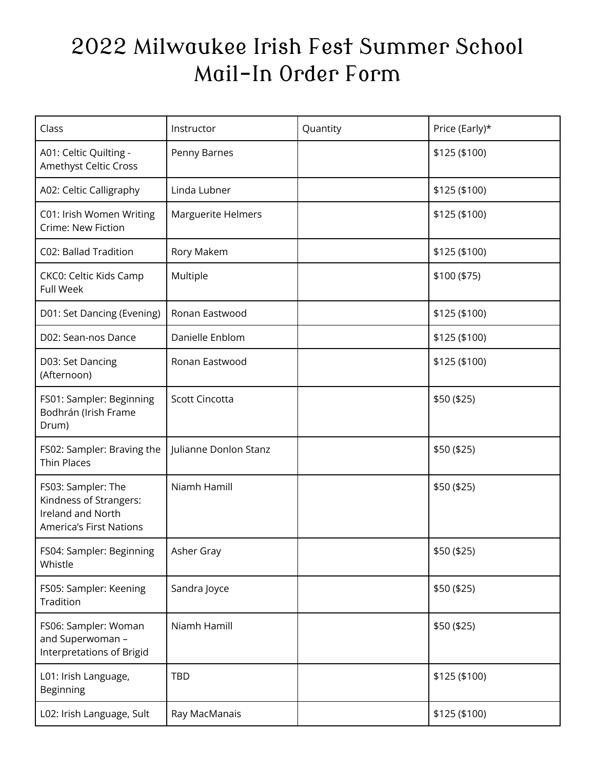# 2022 Milwaukee Irish Fest Summer School Mail-In Order Form

| Class | Instructor | Quantity | Price (Early)* |
|---|---|---|---|
| A01: Celtic Quilting - Amethyst Celtic Cross | Penny Barnes | | $125 ($100) |
| A02: Celtic Calligraphy | Linda Lubner | | $125 ($100) |
| C01: Irish Women Writing Crime: New Fiction | Marguerite Helmers | | $125 ($100) |
| C02: Ballad Tradition | Rory Makem | | $125 ($100) |
| CKC0: Celtic Kids Camp Full Week | Multiple | | $100 ($75) |
| D01: Set Dancing (Evening) | Ronan Eastwood | | $125 ($100) |
| D02: Sean-nos Dance | Danielle Enblom | | $125 ($100) |
| D03: Set Dancing (Afternoon) | Ronan Eastwood | | $125 ($100) |
| FS01: Sampler: Beginning Bodhrán (Irish Frame Drum) | Scott Cincotta | | $50 ($25) |
| FS02: Sampler: Braving the Thin Places | Julianne Donlon Stanz | | $50 ($25) |
| FS03: Sampler: The Kindness of Strangers: Ireland and North America's First Nations | Niamh Hamill | | $50 ($25) |
| FS04: Sampler: Beginning Whistle | Asher Gray | | $50 ($25) |
| FS05: Sampler: Keening Tradition | Sandra Joyce | | $50 ($25) |
| FS06: Sampler: Woman and Superwoman – Interpretations of Brigid | Niamh Hamill | | $50 ($25) |
| L01: Irish Language, Beginning | TBD | | $125 ($100) |
| L02: Irish Language, Sult | Ray MacManais | | $125 ($100) |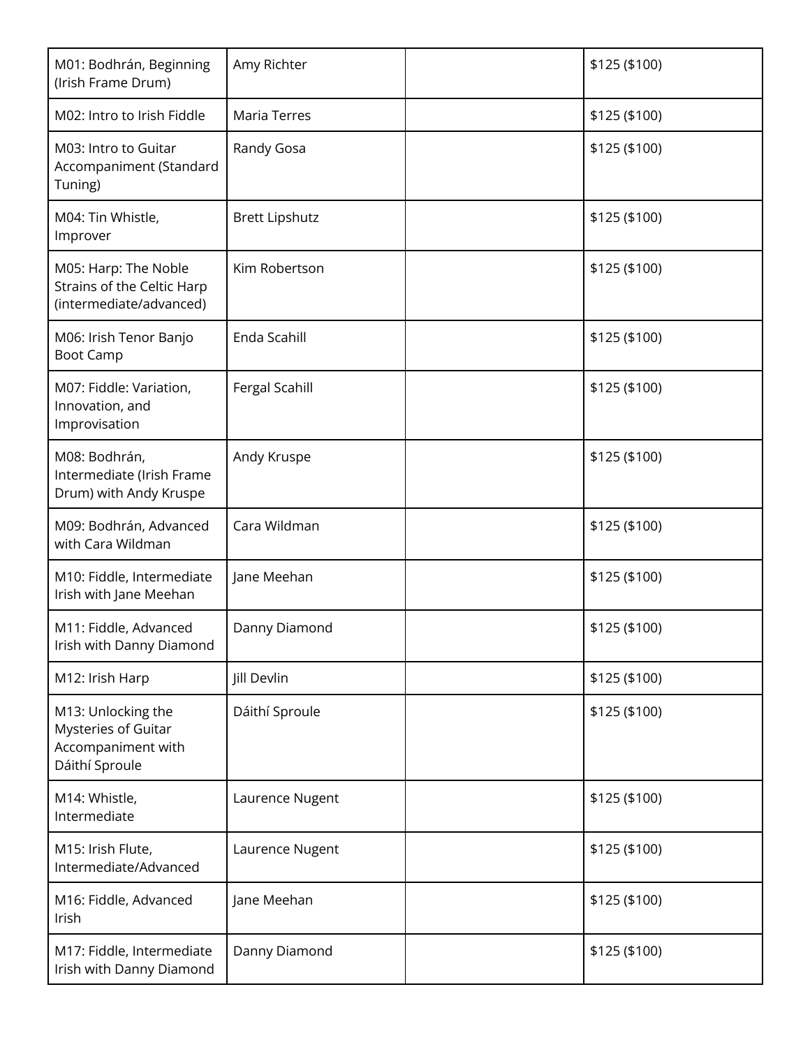| | | | |
|---|---|---|---|
| M01: Bodhrán, Beginning (Irish Frame Drum) | Amy Richter | | $125 ($100) |
| M02: Intro to Irish Fiddle | Maria Terres | | $125 ($100) |
| M03: Intro to Guitar Accompaniment (Standard Tuning) | Randy Gosa | | $125 ($100) |
| M04: Tin Whistle, Improver | Brett Lipshutz | | $125 ($100) |
| M05: Harp: The Noble Strains of the Celtic Harp (intermediate/advanced) | Kim Robertson | | $125 ($100) |
| M06: Irish Tenor Banjo Boot Camp | Enda Scahill | | $125 ($100) |
| M07: Fiddle: Variation, Innovation, and Improvisation | Fergal Scahill | | $125 ($100) |
| M08: Bodhrán, Intermediate (Irish Frame Drum) with Andy Kruspe | Andy Kruspe | | $125 ($100) |
| M09: Bodhrán, Advanced with Cara Wildman | Cara Wildman | | $125 ($100) |
| M10: Fiddle, Intermediate Irish with Jane Meehan | Jane Meehan | | $125 ($100) |
| M11: Fiddle, Advanced Irish with Danny Diamond | Danny Diamond | | $125 ($100) |
| M12: Irish Harp | Jill Devlin | | $125 ($100) |
| M13: Unlocking the Mysteries of Guitar Accompaniment with Dáithí Sproule | Dáithí Sproule | | $125 ($100) |
| M14: Whistle, Intermediate | Laurence Nugent | | $125 ($100) |
| M15: Irish Flute, Intermediate/Advanced | Laurence Nugent | | $125 ($100) |
| M16: Fiddle, Advanced Irish | Jane Meehan | | $125 ($100) |
| M17: Fiddle, Intermediate Irish with Danny Diamond | Danny Diamond | | $125 ($100) |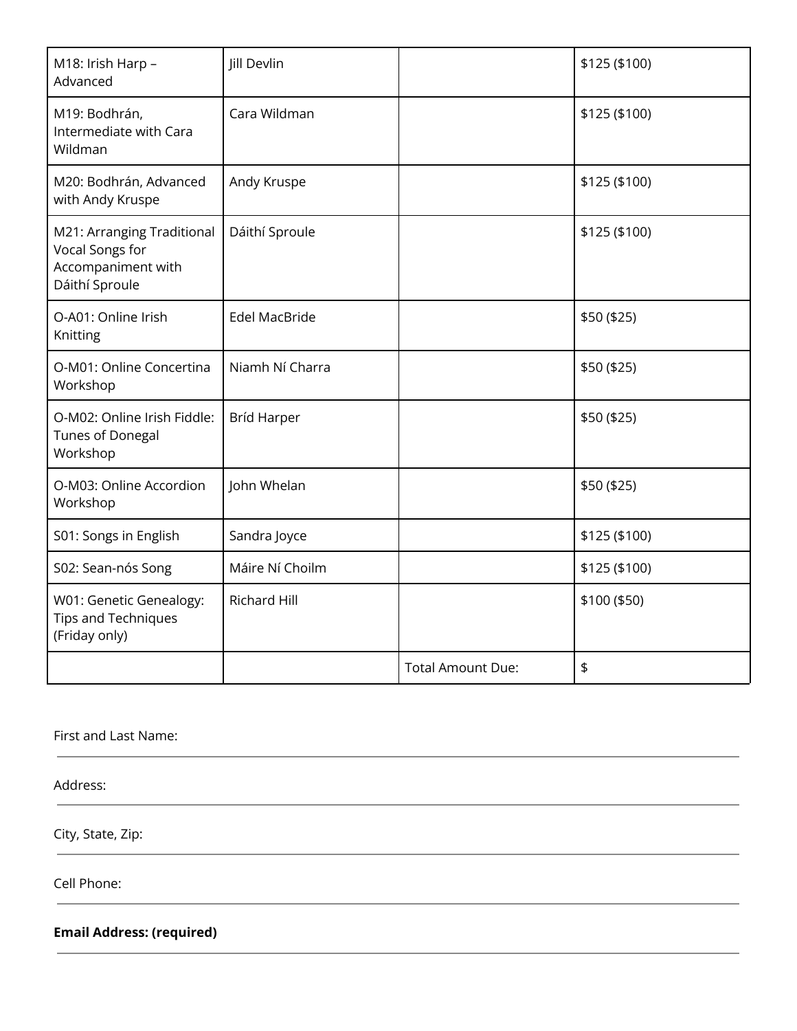| | | | |
|---|---|---|---|
| M18: Irish Harp – Advanced | Jill Devlin | | $125 ($100) |
| M19: Bodhrán, Intermediate with Cara Wildman | Cara Wildman | | $125 ($100) |
| M20: Bodhrán, Advanced with Andy Kruspe | Andy Kruspe | | $125 ($100) |
| M21: Arranging Traditional Vocal Songs for Accompaniment with Dáithí Sproule | Dáithí Sproule | | $125 ($100) |
| O-A01: Online Irish Knitting | Edel MacBride | | $50 ($25) |
| O-M01: Online Concertina Workshop | Niamh Ní Charra | | $50 ($25) |
| O-M02: Online Irish Fiddle: Tunes of Donegal Workshop | Bríd Harper | | $50 ($25) |
| O-M03: Online Accordion Workshop | John Whelan | | $50 ($25) |
| S01: Songs in English | Sandra Joyce | | $125 ($100) |
| S02: Sean-nós Song | Máire Ní Choilm | | $125 ($100) |
| W01: Genetic Genealogy: Tips and Techniques (Friday only) | Richard Hill | | $100 ($50) |
| | | Total Amount Due: | $ |

First and Last Name: ______________________________

Address: ______________________________

City, State, Zip: ______________________________

Cell Phone: ______________________________

**Email Address: (required)** ______________________________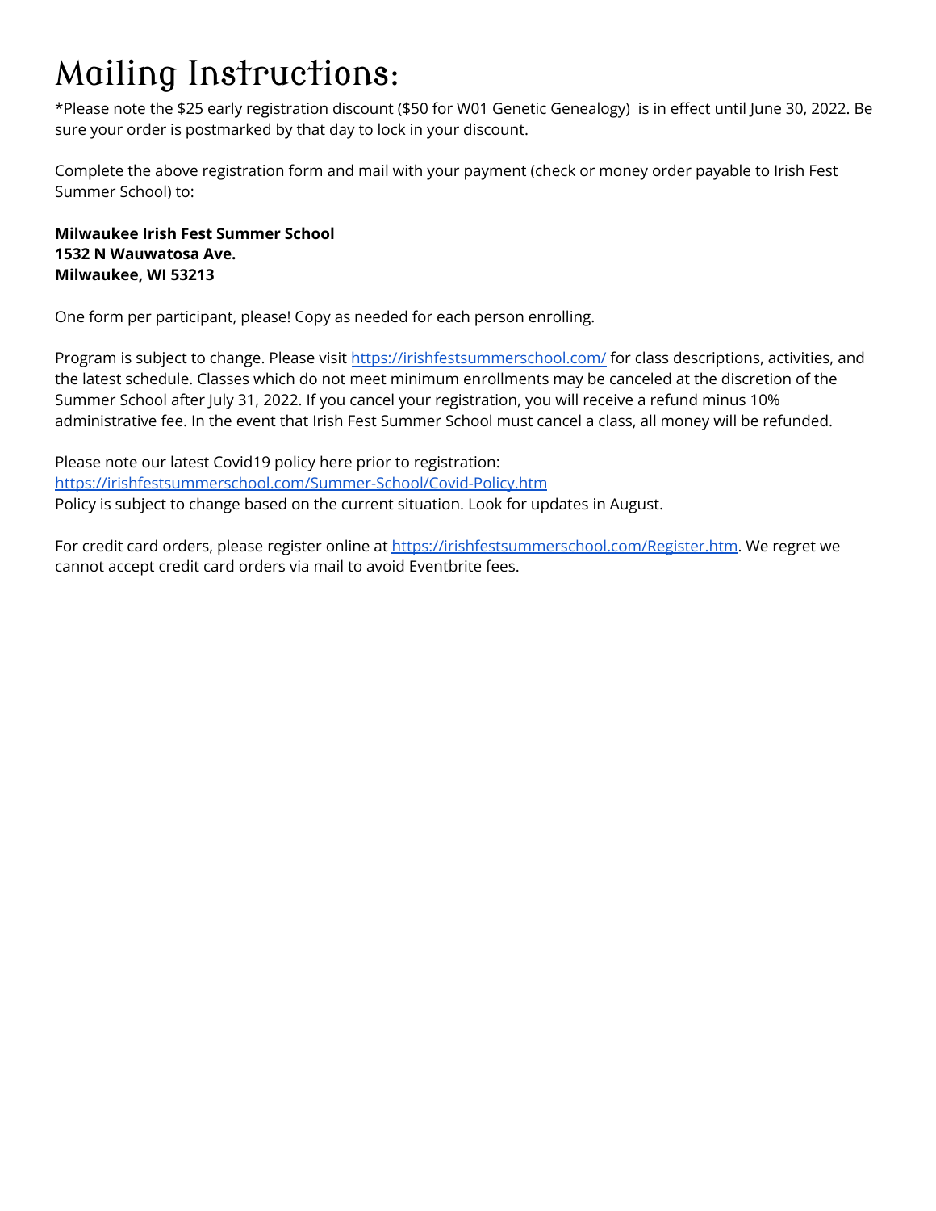# Mailing Instructions:

*Please note the $25 early registration discount ($50 for W01 Genetic Genealogy)  is in effect until June 30, 2022. Be sure your order is postmarked by that day to lock in your discount.

Complete the above registration form and mail with your payment (check or money order payable to Irish Fest Summer School) to:

**Milwaukee Irish Fest Summer School**
**1532 N Wauwatosa Ave.**
**Milwaukee, WI 53213**

One form per participant, please! Copy as needed for each person enrolling.

Program is subject to change. Please visit [https://irishfestsummerschool.com/](https://irishfestsummerschool.com/) for class descriptions, activities, and the latest schedule. Classes which do not meet minimum enrollments may be canceled at the discretion of the Summer School after July 31, 2022. If you cancel your registration, you will receive a refund minus 10% administrative fee. In the event that Irish Fest Summer School must cancel a class, all money will be refunded.

Please note our latest Covid19 policy here prior to registration:
[https://irishfestsummerschool.com/Summer-School/Covid-Policy.htm](https://irishfestsummerschool.com/Summer-School/Covid-Policy.htm)
Policy is subject to change based on the current situation. Look for updates in August.

For credit card orders, please register online at [https://irishfestsummerschool.com/Register.htm](https://irishfestsummerschool.com/Register.htm). We regret we cannot accept credit card orders via mail to avoid Eventbrite fees.